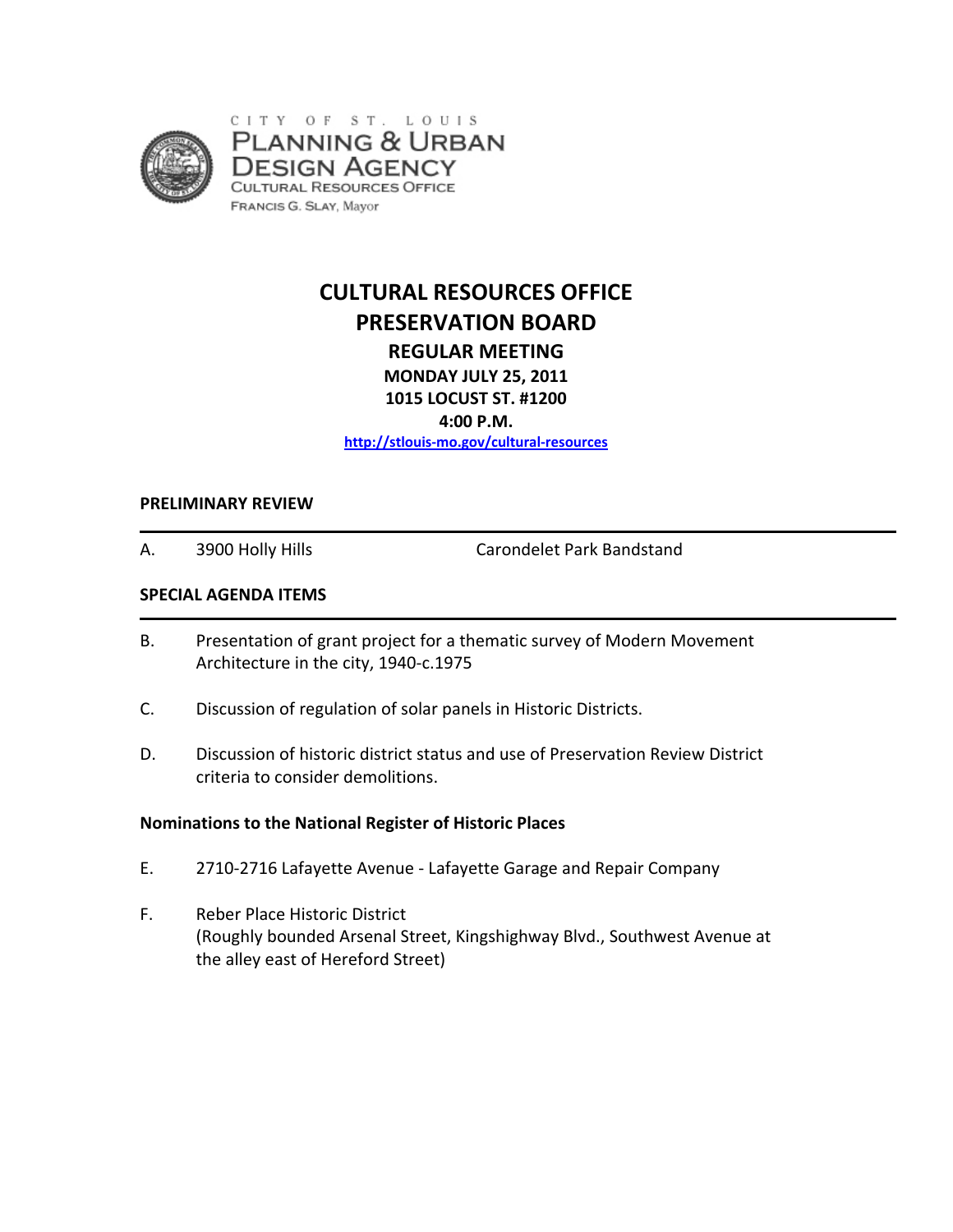CITY OF ST. LOUIS
PLANNING & URBAN DESIGN AGENCY
CULTURAL RESOURCES OFFICE
FRANCIS G. SLAY, Mayor

# CULTURAL RESOURCES OFFICE
# PRESERVATION BOARD

## REGULAR MEETING

**MONDAY JULY 25, 2011**
**1015 LOCUST ST. #1200**
**4:00 P.M.**

http://stlouis-mo.gov/cultural-resources

**PRELIMINARY REVIEW**

A. 3900 Holly Hills — Carondelet Park Bandstand

**SPECIAL AGENDA ITEMS**

B. Presentation of grant project for a thematic survey of Modern Movement Architecture in the city, 1940-c.1975

C. Discussion of regulation of solar panels in Historic Districts.

D. Discussion of historic district status and use of Preservation Review District criteria to consider demolitions.

**Nominations to the National Register of Historic Places**

E. 2710-2716 Lafayette Avenue - Lafayette Garage and Repair Company

F. Reber Place Historic District
(Roughly bounded Arsenal Street, Kingshighway Blvd., Southwest Avenue at the alley east of Hereford Street)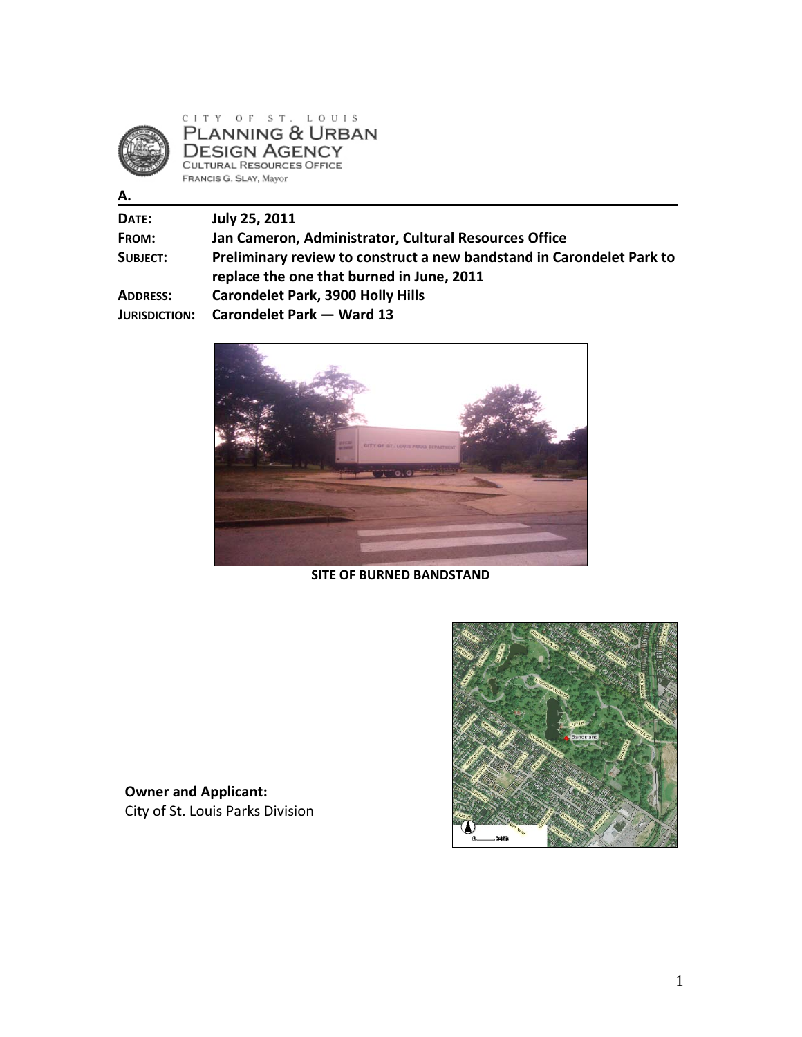CITY OF ST. LOUIS
PLANNING & URBAN DESIGN AGENCY
CULTURAL RESOURCES OFFICE
FRANCIS G. SLAY, Mayor

**A.**

| | |
|---|---|
| **DATE:** | **July 25, 2011** |
| **FROM:** | **Jan Cameron, Administrator, Cultural Resources Office** |
| **SUBJECT:** | **Preliminary review to construct a new bandstand in Carondelet Park to replace the one that burned in June, 2011** |
| **ADDRESS:** | **Carondelet Park, 3900 Holly Hills** |
| **JURISDICTION:** | **Carondelet Park — Ward 13** |

**SITE OF BURNED BANDSTAND**

**Owner and Applicant:**
City of St. Louis Parks Division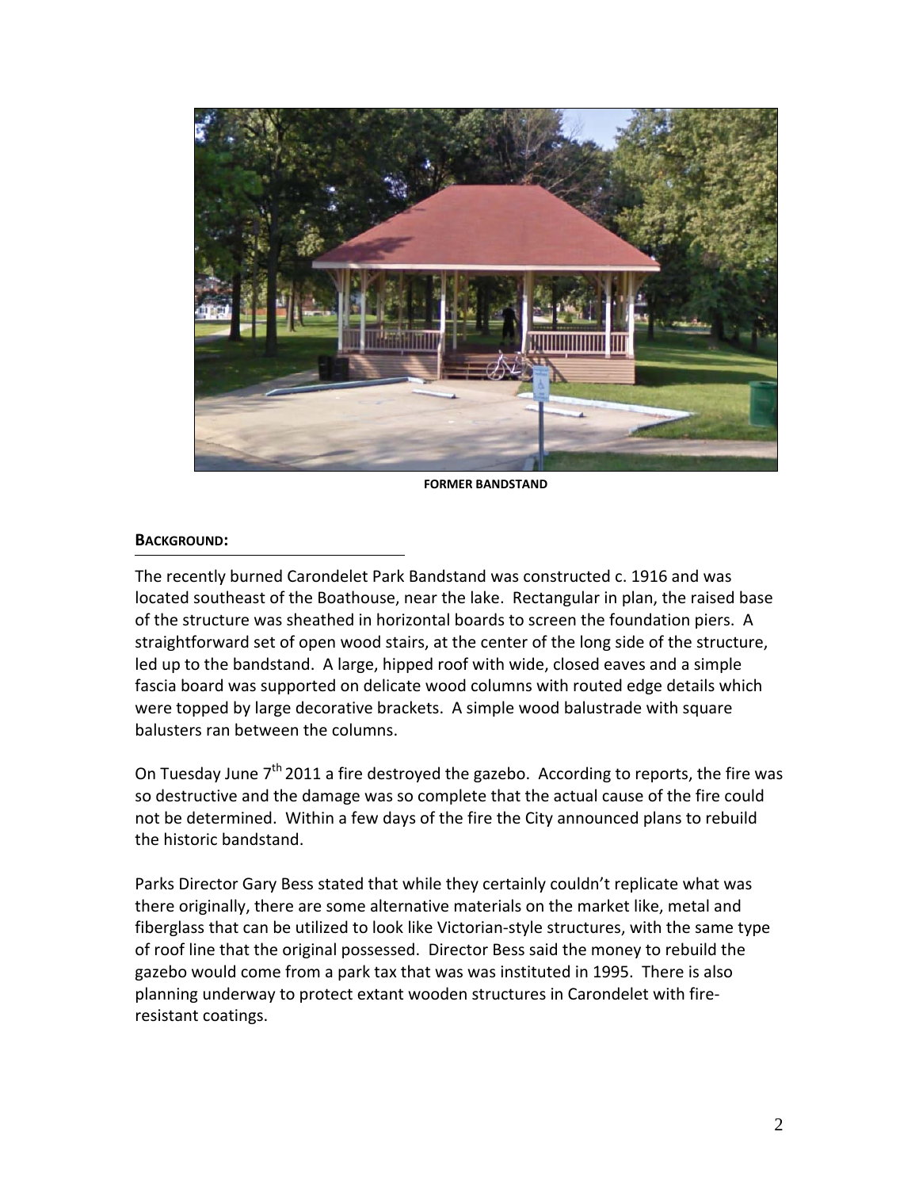FORMER BANDSTAND

## BACKGROUND:

The recently burned Carondelet Park Bandstand was constructed c. 1916 and was located southeast of the Boathouse, near the lake. Rectangular in plan, the raised base of the structure was sheathed in horizontal boards to screen the foundation piers. A straightforward set of open wood stairs, at the center of the long side of the structure, led up to the bandstand. A large, hipped roof with wide, closed eaves and a simple fascia board was supported on delicate wood columns with routed edge details which were topped by large decorative brackets. A simple wood balustrade with square balusters ran between the columns.

On Tuesday June 7th 2011 a fire destroyed the gazebo. According to reports, the fire was so destructive and the damage was so complete that the actual cause of the fire could not be determined. Within a few days of the fire the City announced plans to rebuild the historic bandstand.

Parks Director Gary Bess stated that while they certainly couldn't replicate what was there originally, there are some alternative materials on the market like, metal and fiberglass that can be utilized to look like Victorian-style structures, with the same type of roof line that the original possessed. Director Bess said the money to rebuild the gazebo would come from a park tax that was was instituted in 1995. There is also planning underway to protect extant wooden structures in Carondelet with fire-resistant coatings.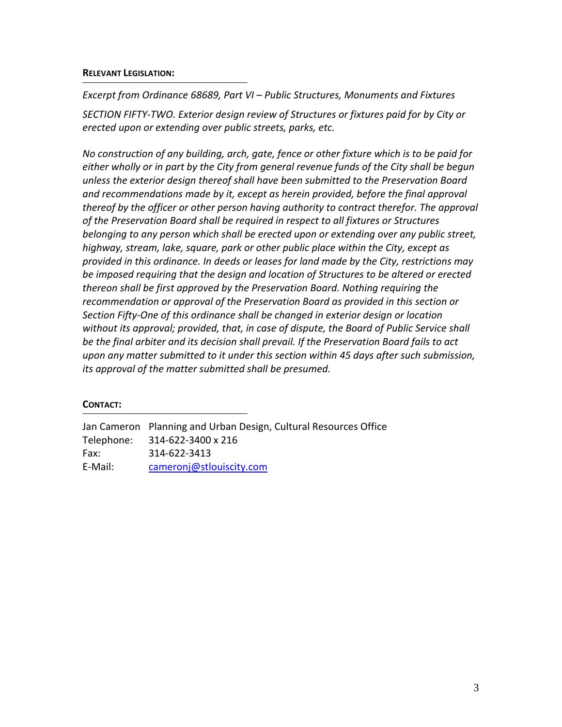**Relevant Legislation:**

*Excerpt from Ordinance 68689, Part VI – Public Structures, Monuments and Fixtures*

*SECTION FIFTY-TWO. Exterior design review of Structures or fixtures paid for by City or erected upon or extending over public streets, parks, etc.*

*No construction of any building, arch, gate, fence or other fixture which is to be paid for either wholly or in part by the City from general revenue funds of the City shall be begun unless the exterior design thereof shall have been submitted to the Preservation Board and recommendations made by it, except as herein provided, before the final approval thereof by the officer or other person having authority to contract therefor. The approval of the Preservation Board shall be required in respect to all fixtures or Structures belonging to any person which shall be erected upon or extending over any public street, highway, stream, lake, square, park or other public place within the City, except as provided in this ordinance. In deeds or leases for land made by the City, restrictions may be imposed requiring that the design and location of Structures to be altered or erected thereon shall be first approved by the Preservation Board. Nothing requiring the recommendation or approval of the Preservation Board as provided in this section or Section Fifty-One of this ordinance shall be changed in exterior design or location without its approval; provided, that, in case of dispute, the Board of Public Service shall be the final arbiter and its decision shall prevail. If the Preservation Board fails to act upon any matter submitted to it under this section within 45 days after such submission, its approval of the matter submitted shall be presumed.*

**Contact:**

| | |
|---|---|
| Jan Cameron | Planning and Urban Design, Cultural Resources Office |
| Telephone: | 314-622-3400 x 216 |
| Fax: | 314-622-3413 |
| E-Mail: | cameronj@stlouiscity.com |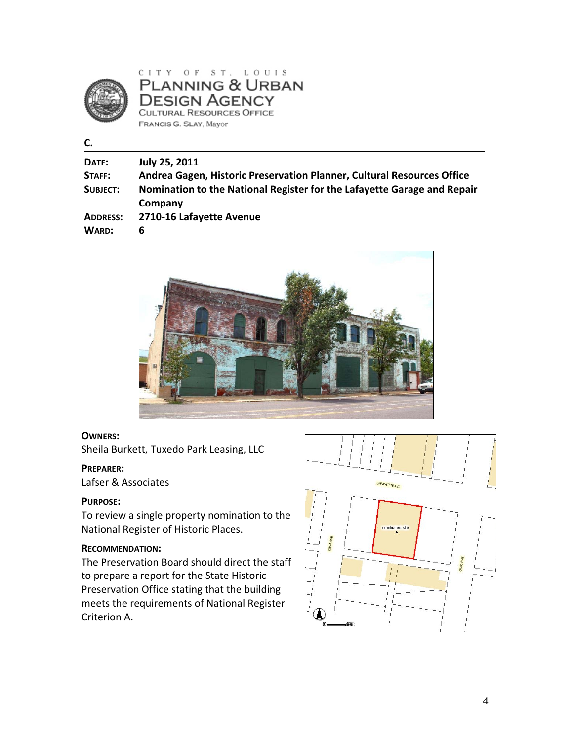CITY OF ST. LOUIS
PLANNING & URBAN DESIGN AGENCY
CULTURAL RESOURCES OFFICE
FRANCIS G. SLAY, Mayor

**C.**

**DATE:** July 25, 2011
**STAFF:** Andrea Gagen, Historic Preservation Planner, Cultural Resources Office
**SUBJECT:** Nomination to the National Register for the Lafayette Garage and Repair Company
**ADDRESS:** 2710-16 Lafayette Avenue
**WARD:** 6

**OWNERS:**
Sheila Burkett, Tuxedo Park Leasing, LLC

**PREPARER:**
Lafser & Associates

**PURPOSE:**
To review a single property nomination to the National Register of Historic Places.

**RECOMMENDATION:**
The Preservation Board should direct the staff to prepare a report for the State Historic Preservation Office stating that the building meets the requirements of National Register Criterion A.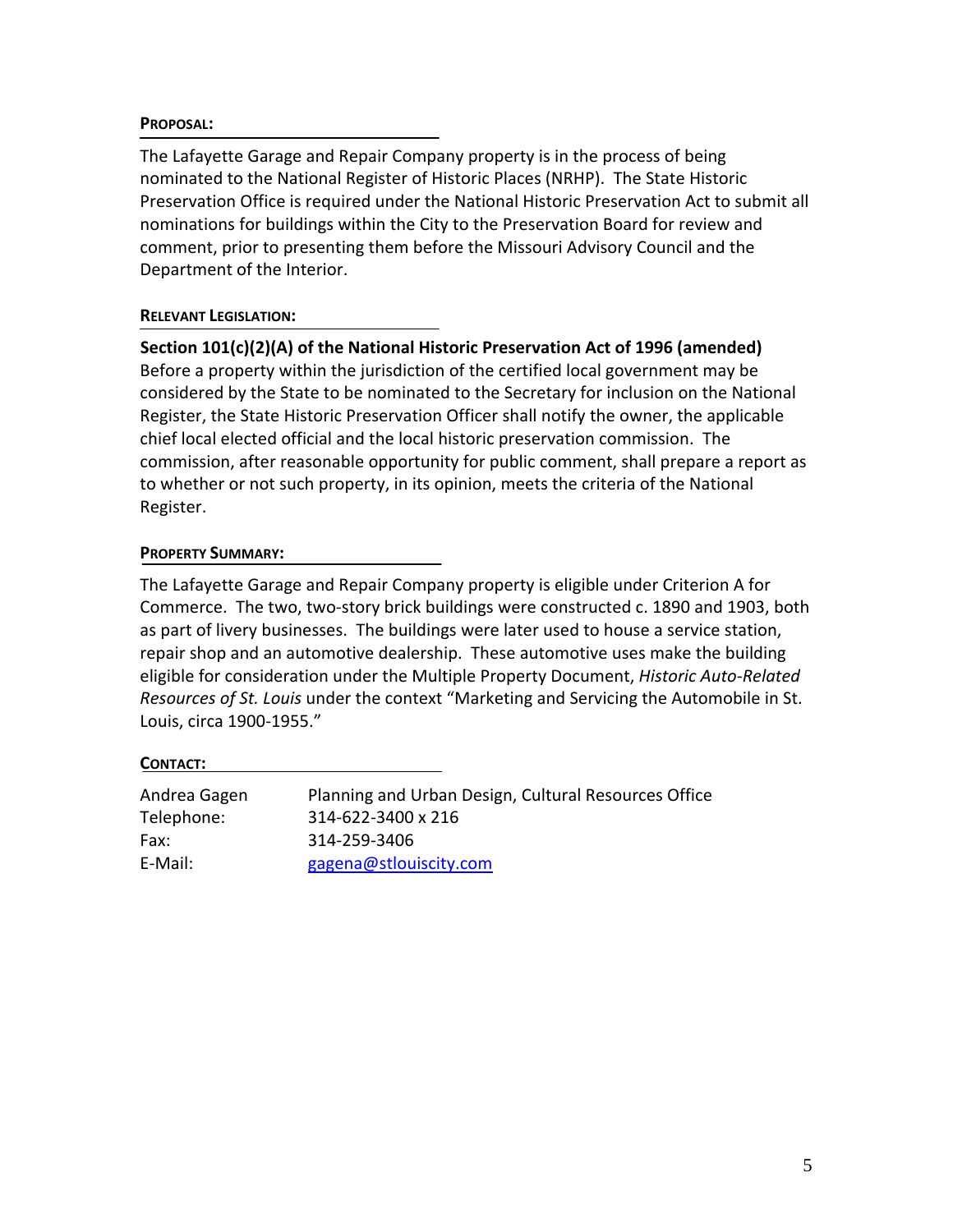**PROPOSAL:**

The Lafayette Garage and Repair Company property is in the process of being nominated to the National Register of Historic Places (NRHP). The State Historic Preservation Office is required under the National Historic Preservation Act to submit all nominations for buildings within the City to the Preservation Board for review and comment, prior to presenting them before the Missouri Advisory Council and the Department of the Interior.

**RELEVANT LEGISLATION:**

**Section 101(c)(2)(A) of the National Historic Preservation Act of 1996 (amended)**
Before a property within the jurisdiction of the certified local government may be considered by the State to be nominated to the Secretary for inclusion on the National Register, the State Historic Preservation Officer shall notify the owner, the applicable chief local elected official and the local historic preservation commission. The commission, after reasonable opportunity for public comment, shall prepare a report as to whether or not such property, in its opinion, meets the criteria of the National Register.

**PROPERTY SUMMARY:**

The Lafayette Garage and Repair Company property is eligible under Criterion A for Commerce. The two, two-story brick buildings were constructed c. 1890 and 1903, both as part of livery businesses. The buildings were later used to house a service station, repair shop and an automotive dealership. These automotive uses make the building eligible for consideration under the Multiple Property Document, *Historic Auto-Related Resources of St. Louis* under the context "Marketing and Servicing the Automobile in St. Louis, circa 1900-1955."

**CONTACT:**

| | |
|---|---|
| Andrea Gagen | Planning and Urban Design, Cultural Resources Office |
| Telephone: | 314-622-3400 x 216 |
| Fax: | 314-259-3406 |
| E-Mail: | gagena@stlouiscity.com |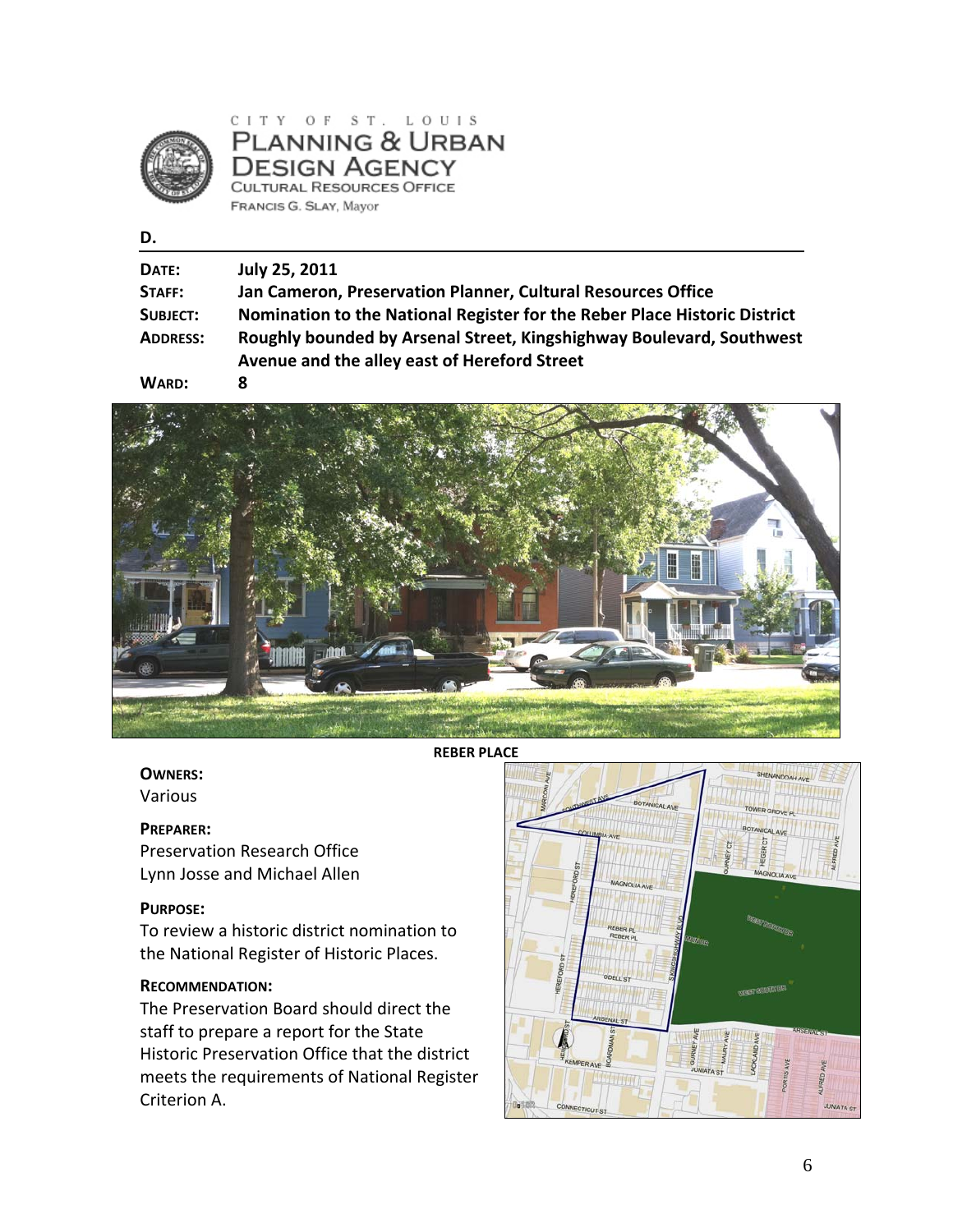CITY OF ST. LOUIS
PLANNING & URBAN DESIGN AGENCY
CULTURAL RESOURCES OFFICE
FRANCIS G. SLAY, Mayor

**D.**

**DATE:** July 25, 2011

**STAFF:** Jan Cameron, Preservation Planner, Cultural Resources Office

**SUBJECT:** Nomination to the National Register for the Reber Place Historic District

**ADDRESS:** Roughly bounded by Arsenal Street, Kingshighway Boulevard, Southwest Avenue and the alley east of Hereford Street

**WARD:** 8

**REBER PLACE**

**OWNERS:**
Various

**PREPARER:**
Preservation Research Office
Lynn Josse and Michael Allen

**PURPOSE:**
To review a historic district nomination to the National Register of Historic Places.

**RECOMMENDATION:**
The Preservation Board should direct the staff to prepare a report for the State Historic Preservation Office that the district meets the requirements of National Register Criterion A.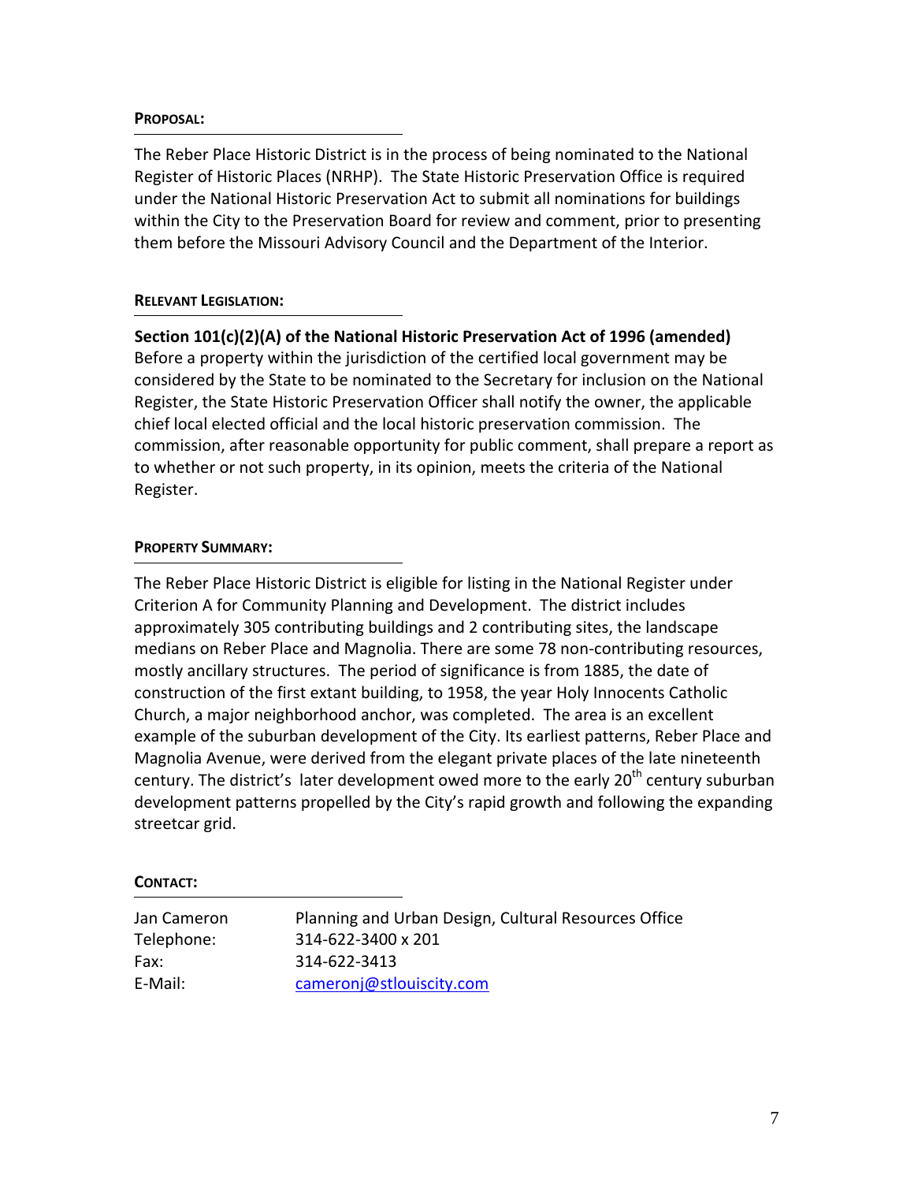**PROPOSAL:**

The Reber Place Historic District is in the process of being nominated to the National Register of Historic Places (NRHP). The State Historic Preservation Office is required under the National Historic Preservation Act to submit all nominations for buildings within the City to the Preservation Board for review and comment, prior to presenting them before the Missouri Advisory Council and the Department of the Interior.

**RELEVANT LEGISLATION:**

**Section 101(c)(2)(A) of the National Historic Preservation Act of 1996 (amended)**
Before a property within the jurisdiction of the certified local government may be considered by the State to be nominated to the Secretary for inclusion on the National Register, the State Historic Preservation Officer shall notify the owner, the applicable chief local elected official and the local historic preservation commission. The commission, after reasonable opportunity for public comment, shall prepare a report as to whether or not such property, in its opinion, meets the criteria of the National Register.

**PROPERTY SUMMARY:**

The Reber Place Historic District is eligible for listing in the National Register under Criterion A for Community Planning and Development. The district includes approximately 305 contributing buildings and 2 contributing sites, the landscape medians on Reber Place and Magnolia. There are some 78 non-contributing resources, mostly ancillary structures. The period of significance is from 1885, the date of construction of the first extant building, to 1958, the year Holy Innocents Catholic Church, a major neighborhood anchor, was completed. The area is an excellent example of the suburban development of the City. Its earliest patterns, Reber Place and Magnolia Avenue, were derived from the elegant private places of the late nineteenth century. The district's later development owed more to the early 20th century suburban development patterns propelled by the City's rapid growth and following the expanding streetcar grid.

**CONTACT:**

| | |
|---|---|
| Jan Cameron | Planning and Urban Design, Cultural Resources Office |
| Telephone: | 314-622-3400 x 201 |
| Fax: | 314-622-3413 |
| E-Mail: | cameronj@stlouiscity.com |